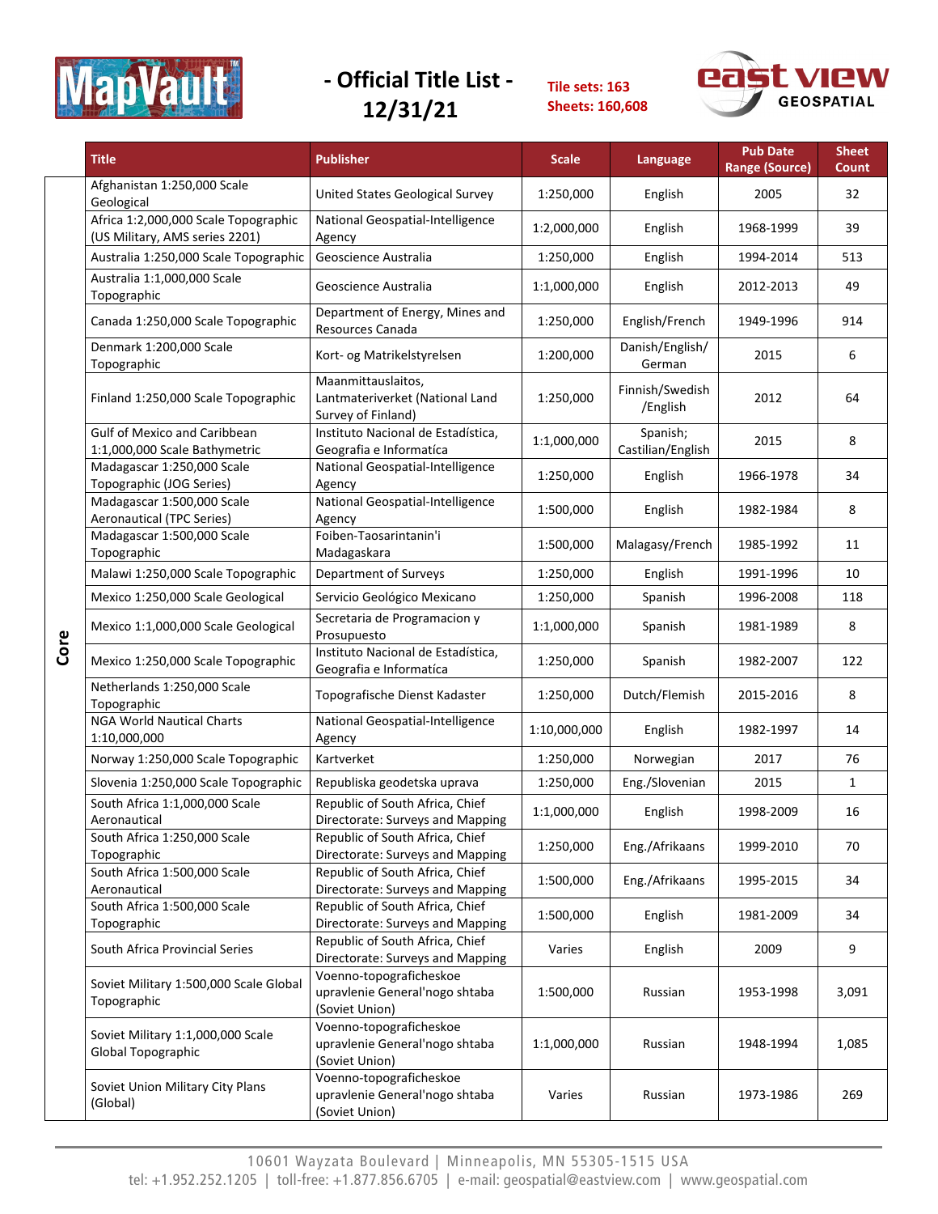# - Official Title List - 12/31/21

**Tile sets: 163**
**Sheets: 160,608**

| | Title | Publisher | Scale | Language | Pub Date Range (Source) | Sheet Count |
|---|---|---|---|---|---|---|
| Core | Afghanistan 1:250,000 Scale Geological | United States Geological Survey | 1:250,000 | English | 2005 | 32 |
| | Africa 1:2,000,000 Scale Topographic (US Military, AMS series 2201) | National Geospatial-Intelligence Agency | 1:2,000,000 | English | 1968-1999 | 39 |
| | Australia 1:250,000 Scale Topographic | Geoscience Australia | 1:250,000 | English | 1994-2014 | 513 |
| | Australia 1:1,000,000 Scale Topographic | Geoscience Australia | 1:1,000,000 | English | 2012-2013 | 49 |
| | Canada 1:250,000 Scale Topographic | Department of Energy, Mines and Resources Canada | 1:250,000 | English/French | 1949-1996 | 914 |
| | Denmark 1:200,000 Scale Topographic | Kort- og Matrikelstyrelsen | 1:200,000 | Danish/English/German | 2015 | 6 |
| | Finland 1:250,000 Scale Topographic | Maanmittauslaitos, Lantmateriverket (National Land Survey of Finland) | 1:250,000 | Finnish/Swedish/English | 2012 | 64 |
| | Gulf of Mexico and Caribbean 1:1,000,000 Scale Bathymetric | Instituto Nacional de Estadística, Geografia e Informatíca | 1:1,000,000 | Spanish; Castilian/English | 2015 | 8 |
| | Madagascar 1:250,000 Scale Topographic (JOG Series) | National Geospatial-Intelligence Agency | 1:250,000 | English | 1966-1978 | 34 |
| | Madagascar 1:500,000 Scale Aeronautical (TPC Series) | National Geospatial-Intelligence Agency | 1:500,000 | English | 1982-1984 | 8 |
| | Madagascar 1:500,000 Scale Topographic | Foiben-Taosarintanin'i Madagaskara | 1:500,000 | Malagasy/French | 1985-1992 | 11 |
| | Malawi 1:250,000 Scale Topographic | Department of Surveys | 1:250,000 | English | 1991-1996 | 10 |
| | Mexico 1:250,000 Scale Geological | Servicio Geológico Mexicano | 1:250,000 | Spanish | 1996-2008 | 118 |
| | Mexico 1:1,000,000 Scale Geological | Secretaria de Programacion y Prosupuesto | 1:1,000,000 | Spanish | 1981-1989 | 8 |
| | Mexico 1:250,000 Scale Topographic | Instituto Nacional de Estadística, Geografia e Informatíca | 1:250,000 | Spanish | 1982-2007 | 122 |
| | Netherlands 1:250,000 Scale Topographic | Topografische Dienst Kadaster | 1:250,000 | Dutch/Flemish | 2015-2016 | 8 |
| | NGA World Nautical Charts 1:10,000,000 | National Geospatial-Intelligence Agency | 1:10,000,000 | English | 1982-1997 | 14 |
| | Norway 1:250,000 Scale Topographic | Kartverket | 1:250,000 | Norwegian | 2017 | 76 |
| | Slovenia 1:250,000 Scale Topographic | Republiska geodetska uprava | 1:250,000 | Eng./Slovenian | 2015 | 1 |
| | South Africa 1:1,000,000 Scale Aeronautical | Republic of South Africa, Chief Directorate: Surveys and Mapping | 1:1,000,000 | English | 1998-2009 | 16 |
| | South Africa 1:250,000 Scale Topographic | Republic of South Africa, Chief Directorate: Surveys and Mapping | 1:250,000 | Eng./Afrikaans | 1999-2010 | 70 |
| | South Africa 1:500,000 Scale Aeronautical | Republic of South Africa, Chief Directorate: Surveys and Mapping | 1:500,000 | Eng./Afrikaans | 1995-2015 | 34 |
| | South Africa 1:500,000 Scale Topographic | Republic of South Africa, Chief Directorate: Surveys and Mapping | 1:500,000 | English | 1981-2009 | 34 |
| | South Africa Provincial Series | Republic of South Africa, Chief Directorate: Surveys and Mapping | Varies | English | 2009 | 9 |
| | Soviet Military 1:500,000 Scale Global Topographic | Voenno-topograficheskoe upravlenie General'nogo shtaba (Soviet Union) | 1:500,000 | Russian | 1953-1998 | 3,091 |
| | Soviet Military 1:1,000,000 Scale Global Topographic | Voenno-topograficheskoe upravlenie General'nogo shtaba (Soviet Union) | 1:1,000,000 | Russian | 1948-1994 | 1,085 |
| | Soviet Union Military City Plans (Global) | Voenno-topograficheskoe upravlenie General'nogo shtaba (Soviet Union) | Varies | Russian | 1973-1986 | 269 |

10601 Wayzata Boulevard | Minneapolis, MN 55305-1515 USA
tel: +1.952.252.1205 | toll-free: +1.877.856.6705 | e-mail: geospatial@eastview.com | www.geospatial.com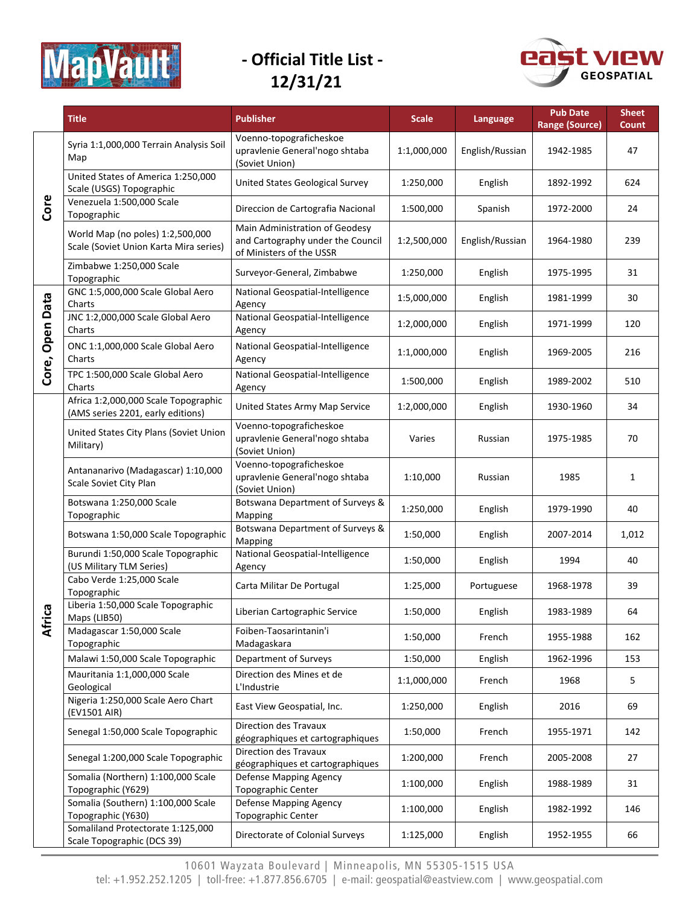# - Official Title List - 12/31/21

| | Title | Publisher | Scale | Language | Pub Date Range (Source) | Sheet Count |
|---|---|---|---|---|---|---|
| Core | Syria 1:1,000,000 Terrain Analysis Soil Map | Voenno-topograficheskoe upravlenie General'nogo shtaba (Soviet Union) | 1:1,000,000 | English/Russian | 1942-1985 | 47 |
| Core | United States of America 1:250,000 Scale (USGS) Topographic | United States Geological Survey | 1:250,000 | English | 1892-1992 | 624 |
| Core | Venezuela 1:500,000 Scale Topographic | Direccion de Cartografia Nacional | 1:500,000 | Spanish | 1972-2000 | 24 |
| Core | World Map (no poles) 1:2,500,000 Scale (Soviet Union Karta Mira series) | Main Administration of Geodesy and Cartography under the Council of Ministers of the USSR | 1:2,500,000 | English/Russian | 1964-1980 | 239 |
| Core | Zimbabwe 1:250,000 Scale Topographic | Surveyor-General, Zimbabwe | 1:250,000 | English | 1975-1995 | 31 |
| Core, Open Data | GNC 1:5,000,000 Scale Global Aero Charts | National Geospatial-Intelligence Agency | 1:5,000,000 | English | 1981-1999 | 30 |
| Core, Open Data | JNC 1:2,000,000 Scale Global Aero Charts | National Geospatial-Intelligence Agency | 1:2,000,000 | English | 1971-1999 | 120 |
| Core, Open Data | ONC 1:1,000,000 Scale Global Aero Charts | National Geospatial-Intelligence Agency | 1:1,000,000 | English | 1969-2005 | 216 |
| Core, Open Data | TPC 1:500,000 Scale Global Aero Charts | National Geospatial-Intelligence Agency | 1:500,000 | English | 1989-2002 | 510 |
| Africa | Africa 1:2,000,000 Scale Topographic (AMS series 2201, early editions) | United States Army Map Service | 1:2,000,000 | English | 1930-1960 | 34 |
| Africa | United States City Plans (Soviet Union Military) | Voenno-topograficheskoe upravlenie General'nogo shtaba (Soviet Union) | Varies | Russian | 1975-1985 | 70 |
| Africa | Antananarivo (Madagascar) 1:10,000 Scale Soviet City Plan | Voenno-topograficheskoe upravlenie General'nogo shtaba (Soviet Union) | 1:10,000 | Russian | 1985 | 1 |
| Africa | Botswana 1:250,000 Scale Topographic | Botswana Department of Surveys & Mapping | 1:250,000 | English | 1979-1990 | 40 |
| Africa | Botswana 1:50,000 Scale Topographic | Botswana Department of Surveys & Mapping | 1:50,000 | English | 2007-2014 | 1,012 |
| Africa | Burundi 1:50,000 Scale Topographic (US Military TLM Series) | National Geospatial-Intelligence Agency | 1:50,000 | English | 1994 | 40 |
| Africa | Cabo Verde 1:25,000 Scale Topographic | Carta Militar De Portugal | 1:25,000 | Portuguese | 1968-1978 | 39 |
| Africa | Liberia 1:50,000 Scale Topographic Maps (LIB50) | Liberian Cartographic Service | 1:50,000 | English | 1983-1989 | 64 |
| Africa | Madagascar 1:50,000 Scale Topographic | Foiben-Taosarintanin'i Madagaskara | 1:50,000 | French | 1955-1988 | 162 |
| Africa | Malawi 1:50,000 Scale Topographic | Department of Surveys | 1:50,000 | English | 1962-1996 | 153 |
| Africa | Mauritania 1:1,000,000 Scale Geological | Direction des Mines et de L'Industrie | 1:1,000,000 | French | 1968 | 5 |
| Africa | Nigeria 1:250,000 Scale Aero Chart (EV1501 AIR) | East View Geospatial, Inc. | 1:250,000 | English | 2016 | 69 |
| Africa | Senegal 1:50,000 Scale Topographic | Direction des Travaux géographiques et cartographiques | 1:50,000 | French | 1955-1971 | 142 |
| Africa | Senegal 1:200,000 Scale Topographic | Direction des Travaux géographiques et cartographiques | 1:200,000 | French | 2005-2008 | 27 |
| Africa | Somalia (Northern) 1:100,000 Scale Topographic (Y629) | Defense Mapping Agency Topographic Center | 1:100,000 | English | 1988-1989 | 31 |
| Africa | Somalia (Southern) 1:100,000 Scale Topographic (Y630) | Defense Mapping Agency Topographic Center | 1:100,000 | English | 1982-1992 | 146 |
| Africa | Somaliland Protectorate 1:125,000 Scale Topographic (DCS 39) | Directorate of Colonial Surveys | 1:125,000 | English | 1952-1955 | 66 |

10601 Wayzata Boulevard | Minneapolis, MN 55305-1515 USA
tel: +1.952.252.1205 | toll-free: +1.877.856.6705 | e-mail: geospatial@eastview.com | www.geospatial.com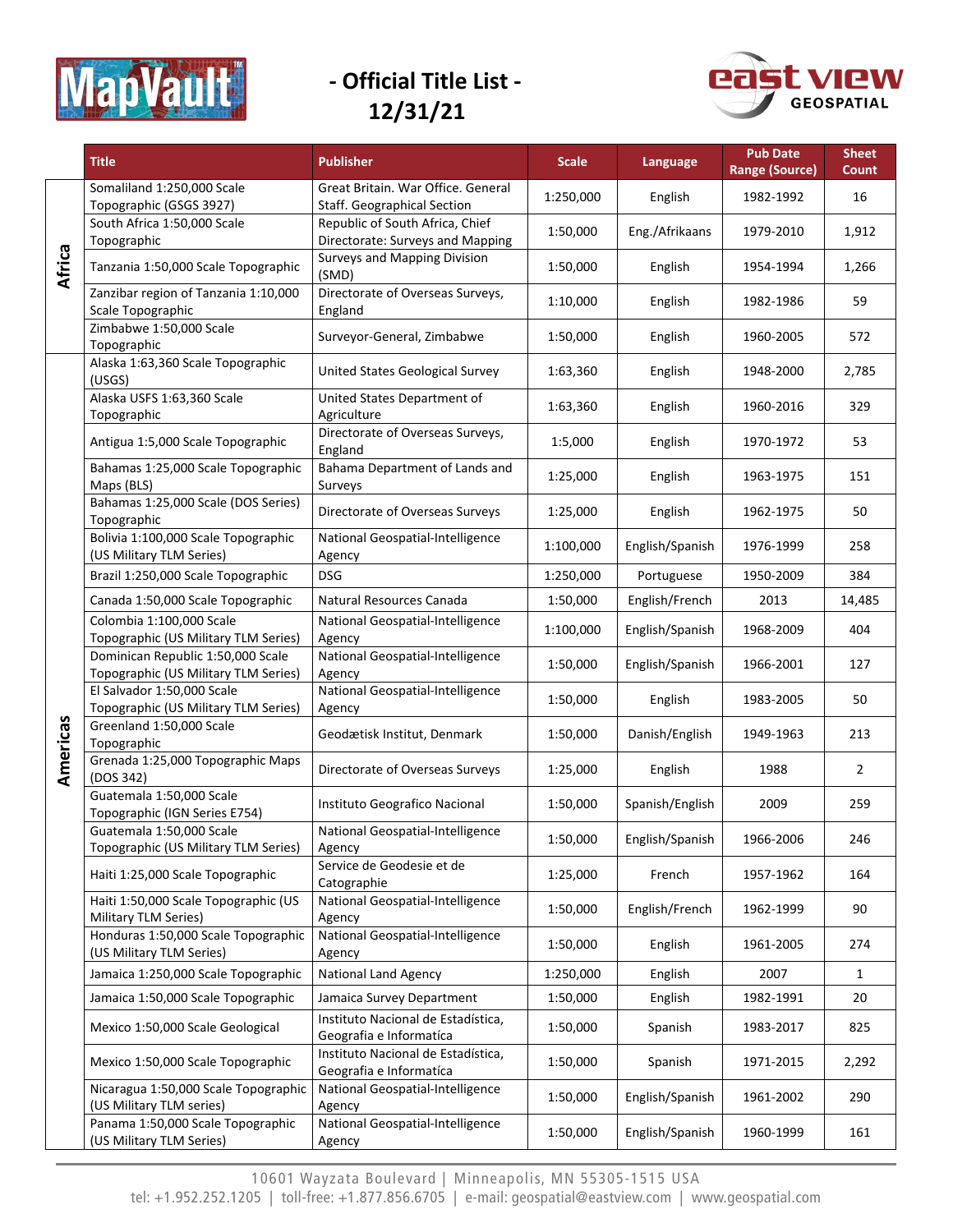# - Official Title List - 12/31/21

| | Title | Publisher | Scale | Language | Pub Date Range (Source) | Sheet Count |
|---|---|---|---|---|---|---|
| Africa | Somaliland 1:250,000 Scale Topographic (GSGS 3927) | Great Britain. War Office. General Staff. Geographical Section | 1:250,000 | English | 1982-1992 | 16 |
| | South Africa 1:50,000 Scale Topographic | Republic of South Africa, Chief Directorate: Surveys and Mapping | 1:50,000 | Eng./Afrikaans | 1979-2010 | 1,912 |
| | Tanzania 1:50,000 Scale Topographic | Surveys and Mapping Division (SMD) | 1:50,000 | English | 1954-1994 | 1,266 |
| | Zanzibar region of Tanzania 1:10,000 Scale Topographic | Directorate of Overseas Surveys, England | 1:10,000 | English | 1982-1986 | 59 |
| | Zimbabwe 1:50,000 Scale Topographic | Surveyor-General, Zimbabwe | 1:50,000 | English | 1960-2005 | 572 |
| Americas | Alaska 1:63,360 Scale Topographic (USGS) | United States Geological Survey | 1:63,360 | English | 1948-2000 | 2,785 |
| | Alaska USFS 1:63,360 Scale Topographic | United States Department of Agriculture | 1:63,360 | English | 1960-2016 | 329 |
| | Antigua 1:5,000 Scale Topographic | Directorate of Overseas Surveys, England | 1:5,000 | English | 1970-1972 | 53 |
| | Bahamas 1:25,000 Scale Topographic Maps (BLS) | Bahama Department of Lands and Surveys | 1:25,000 | English | 1963-1975 | 151 |
| | Bahamas 1:25,000 Scale (DOS Series) Topographic | Directorate of Overseas Surveys | 1:25,000 | English | 1962-1975 | 50 |
| | Bolivia 1:100,000 Scale Topographic (US Military TLM Series) | National Geospatial-Intelligence Agency | 1:100,000 | English/Spanish | 1976-1999 | 258 |
| | Brazil 1:250,000 Scale Topographic | DSG | 1:250,000 | Portuguese | 1950-2009 | 384 |
| | Canada 1:50,000 Scale Topographic | Natural Resources Canada | 1:50,000 | English/French | 2013 | 14,485 |
| | Colombia 1:100,000 Scale Topographic (US Military TLM Series) | National Geospatial-Intelligence Agency | 1:100,000 | English/Spanish | 1968-2009 | 404 |
| | Dominican Republic 1:50,000 Scale Topographic (US Military TLM Series) | National Geospatial-Intelligence Agency | 1:50,000 | English/Spanish | 1966-2001 | 127 |
| | El Salvador 1:50,000 Scale Topographic (US Military TLM Series) | National Geospatial-Intelligence Agency | 1:50,000 | English | 1983-2005 | 50 |
| | Greenland 1:50,000 Scale Topographic | Geodætisk Institut, Denmark | 1:50,000 | Danish/English | 1949-1963 | 213 |
| | Grenada 1:25,000 Topographic Maps (DOS 342) | Directorate of Overseas Surveys | 1:25,000 | English | 1988 | 2 |
| | Guatemala 1:50,000 Scale Topographic (IGN Series E754) | Instituto Geografico Nacional | 1:50,000 | Spanish/English | 2009 | 259 |
| | Guatemala 1:50,000 Scale Topographic (US Military TLM Series) | National Geospatial-Intelligence Agency | 1:50,000 | English/Spanish | 1966-2006 | 246 |
| | Haiti 1:25,000 Scale Topographic | Service de Geodesie et de Catographie | 1:25,000 | French | 1957-1962 | 164 |
| | Haiti 1:50,000 Scale Topographic (US Military TLM Series) | National Geospatial-Intelligence Agency | 1:50,000 | English/French | 1962-1999 | 90 |
| | Honduras 1:50,000 Scale Topographic (US Military TLM Series) | National Geospatial-Intelligence Agency | 1:50,000 | English | 1961-2005 | 274 |
| | Jamaica 1:250,000 Scale Topographic | National Land Agency | 1:250,000 | English | 2007 | 1 |
| | Jamaica 1:50,000 Scale Topographic | Jamaica Survey Department | 1:50,000 | English | 1982-1991 | 20 |
| | Mexico 1:50,000 Scale Geological | Instituto Nacional de Estadística, Geografia e Informatíca | 1:50,000 | Spanish | 1983-2017 | 825 |
| | Mexico 1:50,000 Scale Topographic | Instituto Nacional de Estadística, Geografia e Informatíca | 1:50,000 | Spanish | 1971-2015 | 2,292 |
| | Nicaragua 1:50,000 Scale Topographic (US Military TLM series) | National Geospatial-Intelligence Agency | 1:50,000 | English/Spanish | 1961-2002 | 290 |
| | Panama 1:50,000 Scale Topographic (US Military TLM Series) | National Geospatial-Intelligence Agency | 1:50,000 | English/Spanish | 1960-1999 | 161 |

10601 Wayzata Boulevard | Minneapolis, MN 55305-1515 USA
tel: +1.952.252.1205 | toll-free: +1.877.856.6705 | e-mail: geospatial@eastview.com | www.geospatial.com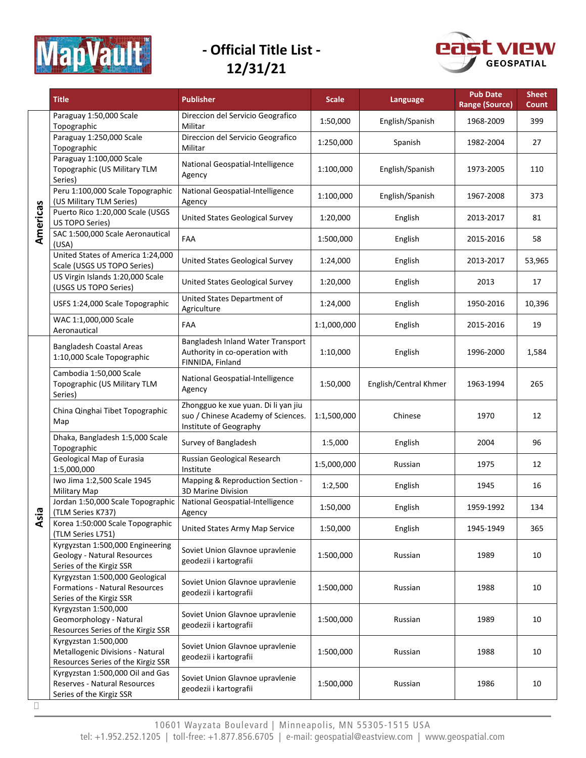# - Official Title List - 12/31/21

| | Title | Publisher | Scale | Language | Pub Date Range (Source) | Sheet Count |
|---|---|---|---|---|---|---|
| Americas | Paraguay 1:50,000 Scale Topographic | Direccion del Servicio Geografico Militar | 1:50,000 | English/Spanish | 1968-2009 | 399 |
| | Paraguay 1:250,000 Scale Topographic | Direccion del Servicio Geografico Militar | 1:250,000 | Spanish | 1982-2004 | 27 |
| | Paraguay 1:100,000 Scale Topographic (US Military TLM Series) | National Geospatial-Intelligence Agency | 1:100,000 | English/Spanish | 1973-2005 | 110 |
| | Peru 1:100,000 Scale Topographic (US Military TLM Series) | National Geospatial-Intelligence Agency | 1:100,000 | English/Spanish | 1967-2008 | 373 |
| | Puerto Rico 1:20,000 Scale (USGS US TOPO Series) | United States Geological Survey | 1:20,000 | English | 2013-2017 | 81 |
| | SAC 1:500,000 Scale Aeronautical (USA) | FAA | 1:500,000 | English | 2015-2016 | 58 |
| | United States of America 1:24,000 Scale (USGS US TOPO Series) | United States Geological Survey | 1:24,000 | English | 2013-2017 | 53,965 |
| | US Virgin Islands 1:20,000 Scale (USGS US TOPO Series) | United States Geological Survey | 1:20,000 | English | 2013 | 17 |
| | USFS 1:24,000 Scale Topographic | United States Department of Agriculture | 1:24,000 | English | 1950-2016 | 10,396 |
| | WAC 1:1,000,000 Scale Aeronautical | FAA | 1:1,000,000 | English | 2015-2016 | 19 |
| Asia | Bangladesh Coastal Areas 1:10,000 Scale Topographic | Bangladesh Inland Water Transport Authority in co-operation with FINNIDA, Finland | 1:10,000 | English | 1996-2000 | 1,584 |
| | Cambodia 1:50,000 Scale Topographic (US Military TLM Series) | National Geospatial-Intelligence Agency | 1:50,000 | English/Central Khmer | 1963-1994 | 265 |
| | China Qinghai Tibet Topographic Map | Zhongguo ke xue yuan. Di li yan jiu suo / Chinese Academy of Sciences. Institute of Geography | 1:1,500,000 | Chinese | 1970 | 12 |
| | Dhaka, Bangladesh 1:5,000 Scale Topographic | Survey of Bangladesh | 1:5,000 | English | 2004 | 96 |
| | Geological Map of Eurasia 1:5,000,000 | Russian Geological Research Institute | 1:5,000,000 | Russian | 1975 | 12 |
| | Iwo Jima 1:2,500 Scale 1945 Military Map | Mapping & Reproduction Section - 3D Marine Division | 1:2,500 | English | 1945 | 16 |
| | Jordan 1:50,000 Scale Topographic (TLM Series K737) | National Geospatial-Intelligence Agency | 1:50,000 | English | 1959-1992 | 134 |
| | Korea 1:50:000 Scale Topographic (TLM Series L751) | United States Army Map Service | 1:50,000 | English | 1945-1949 | 365 |
| | Kyrgyzstan 1:500,000 Engineering Geology - Natural Resources Series of the Kirgiz SSR | Soviet Union Glavnoe upravlenie geodezii i kartografii | 1:500,000 | Russian | 1989 | 10 |
| | Kyrgyzstan 1:500,000 Geological Formations - Natural Resources Series of the Kirgiz SSR | Soviet Union Glavnoe upravlenie geodezii i kartografii | 1:500,000 | Russian | 1988 | 10 |
| | Kyrgyzstan 1:500,000 Geomorphology - Natural Resources Series of the Kirgiz SSR | Soviet Union Glavnoe upravlenie geodezii i kartografii | 1:500,000 | Russian | 1989 | 10 |
| | Kyrgyzstan 1:500,000 Metallogenic Divisions - Natural Resources Series of the Kirgiz SSR | Soviet Union Glavnoe upravlenie geodezii i kartografii | 1:500,000 | Russian | 1988 | 10 |
| | Kyrgyzstan 1:500,000 Oil and Gas Reserves - Natural Resources Series of the Kirgiz SSR | Soviet Union Glavnoe upravlenie geodezii i kartografii | 1:500,000 | Russian | 1986 | 10 |

10601 Wayzata Boulevard | Minneapolis, MN 55305-1515 USA
tel: +1.952.252.1205 | toll-free: +1.877.856.6705 | e-mail: geospatial@eastview.com | www.geospatial.com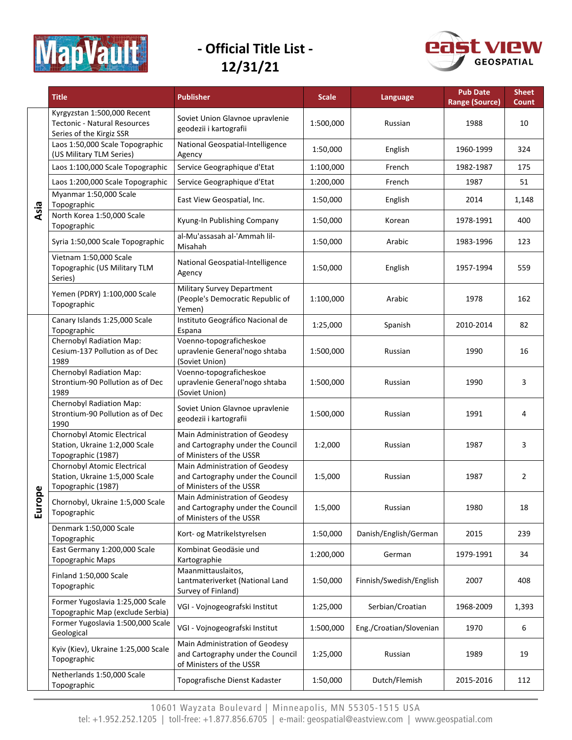# - Official Title List - 12/31/21

| | Title | Publisher | Scale | Language | Pub Date Range (Source) | Sheet Count |
|---|---|---|---|---|---|---|
| Asia | Kyrgyzstan 1:500,000 Recent Tectonic - Natural Resources Series of the Kirgiz SSR | Soviet Union Glavnoe upravlenie geodezii i kartografii | 1:500,000 | Russian | 1988 | 10 |
| | Laos 1:50,000 Scale Topographic (US Military TLM Series) | National Geospatial-Intelligence Agency | 1:50,000 | English | 1960-1999 | 324 |
| | Laos 1:100,000 Scale Topographic | Service Geographique d'Etat | 1:100,000 | French | 1982-1987 | 175 |
| | Laos 1:200,000 Scale Topographic | Service Geographique d'Etat | 1:200,000 | French | 1987 | 51 |
| | Myanmar 1:50,000 Scale Topographic | East View Geospatial, Inc. | 1:50,000 | English | 2014 | 1,148 |
| | North Korea 1:50,000 Scale Topographic | Kyung-In Publishing Company | 1:50,000 | Korean | 1978-1991 | 400 |
| | Syria 1:50,000 Scale Topographic | al-Mu'assasah al-'Ammah lil-Misahah | 1:50,000 | Arabic | 1983-1996 | 123 |
| | Vietnam 1:50,000 Scale Topographic (US Military TLM Series) | National Geospatial-Intelligence Agency | 1:50,000 | English | 1957-1994 | 559 |
| | Yemen (PDRY) 1:100,000 Scale Topographic | Military Survey Department (People's Democratic Republic of Yemen) | 1:100,000 | Arabic | 1978 | 162 |
| Europe | Canary Islands 1:25,000 Scale Topographic | Instituto Geográfico Nacional de Espana | 1:25,000 | Spanish | 2010-2014 | 82 |
| | Chernobyl Radiation Map: Cesium-137 Pollution as of Dec 1989 | Voenno-topograficheskoe upravlenie General'nogo shtaba (Soviet Union) | 1:500,000 | Russian | 1990 | 16 |
| | Chernobyl Radiation Map: Strontium-90 Pollution as of Dec 1989 | Voenno-topograficheskoe upravlenie General'nogo shtaba (Soviet Union) | 1:500,000 | Russian | 1990 | 3 |
| | Chernobyl Radiation Map: Strontium-90 Pollution as of Dec 1990 | Soviet Union Glavnoe upravlenie geodezii i kartografii | 1:500,000 | Russian | 1991 | 4 |
| | Chornobyl Atomic Electrical Station, Ukraine 1:2,000 Scale Topographic (1987) | Main Administration of Geodesy and Cartography under the Council of Ministers of the USSR | 1:2,000 | Russian | 1987 | 3 |
| | Chornobyl Atomic Electrical Station, Ukraine 1:5,000 Scale Topographic (1987) | Main Administration of Geodesy and Cartography under the Council of Ministers of the USSR | 1:5,000 | Russian | 1987 | 2 |
| | Chornobyl, Ukraine 1:5,000 Scale Topographic | Main Administration of Geodesy and Cartography under the Council of Ministers of the USSR | 1:5,000 | Russian | 1980 | 18 |
| | Denmark 1:50,000 Scale Topographic | Kort- og Matrikelstyrelsen | 1:50,000 | Danish/English/German | 2015 | 239 |
| | East Germany 1:200,000 Scale Topographic Maps | Kombinat Geodäsie und Kartographie | 1:200,000 | German | 1979-1991 | 34 |
| | Finland 1:50,000 Scale Topographic | Maanmittauslaitos, Lantmateriverket (National Land Survey of Finland) | 1:50,000 | Finnish/Swedish/English | 2007 | 408 |
| | Former Yugoslavia 1:25,000 Scale Topographic Map (exclude Serbia) | VGI - Vojnogeografski Institut | 1:25,000 | Serbian/Croatian | 1968-2009 | 1,393 |
| | Former Yugoslavia 1:500,000 Scale Geological | VGI - Vojnogeografski Institut | 1:500,000 | Eng./Croatian/Slovenian | 1970 | 6 |
| | Kyiv (Kiev), Ukraine 1:25,000 Scale Topographic | Main Administration of Geodesy and Cartography under the Council of Ministers of the USSR | 1:25,000 | Russian | 1989 | 19 |
| | Netherlands 1:50,000 Scale Topographic | Topografische Dienst Kadaster | 1:50,000 | Dutch/Flemish | 2015-2016 | 112 |

10601 Wayzata Boulevard | Minneapolis, MN 55305-1515 USA
tel: +1.952.252.1205 | toll-free: +1.877.856.6705 | e-mail: geospatial@eastview.com | www.geospatial.com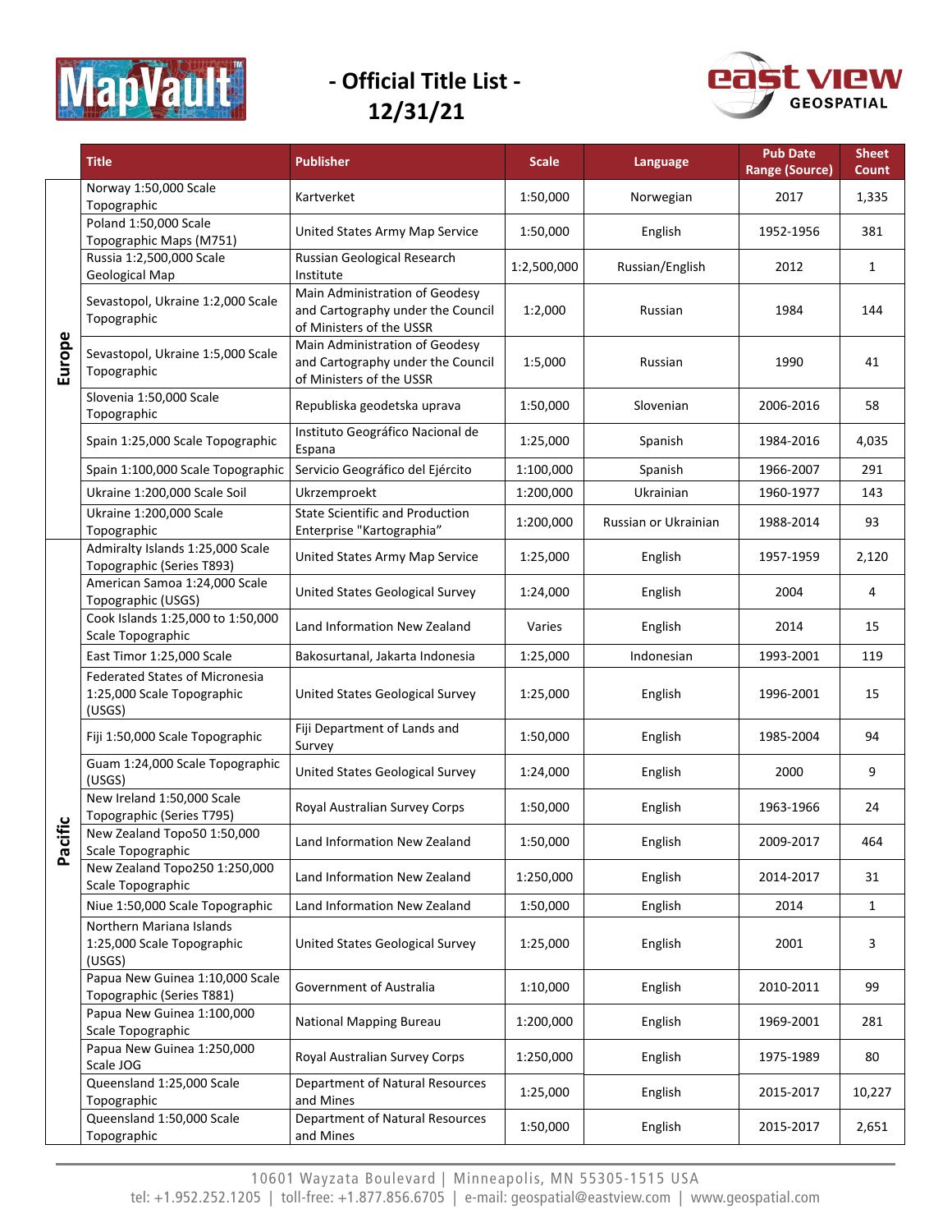# - Official Title List - 12/31/21

| | Title | Publisher | Scale | Language | Pub Date Range (Source) | Sheet Count |
|---|---|---|---|---|---|---|
| Europe | Norway 1:50,000 Scale Topographic | Kartverket | 1:50,000 | Norwegian | 2017 | 1,335 |
| | Poland 1:50,000 Scale Topographic Maps (M751) | United States Army Map Service | 1:50,000 | English | 1952-1956 | 381 |
| | Russia 1:2,500,000 Scale Geological Map | Russian Geological Research Institute | 1:2,500,000 | Russian/English | 2012 | 1 |
| | Sevastopol, Ukraine 1:2,000 Scale Topographic | Main Administration of Geodesy and Cartography under the Council of Ministers of the USSR | 1:2,000 | Russian | 1984 | 144 |
| | Sevastopol, Ukraine 1:5,000 Scale Topographic | Main Administration of Geodesy and Cartography under the Council of Ministers of the USSR | 1:5,000 | Russian | 1990 | 41 |
| | Slovenia 1:50,000 Scale Topographic | Republiska geodetska uprava | 1:50,000 | Slovenian | 2006-2016 | 58 |
| | Spain 1:25,000 Scale Topographic | Instituto Geográfico Nacional de Espana | 1:25,000 | Spanish | 1984-2016 | 4,035 |
| | Spain 1:100,000 Scale Topographic | Servicio Geográfico del Ejército | 1:100,000 | Spanish | 1966-2007 | 291 |
| | Ukraine 1:200,000 Scale Soil | Ukrzemproekt | 1:200,000 | Ukrainian | 1960-1977 | 143 |
| | Ukraine 1:200,000 Scale Topographic | State Scientific and Production Enterprise "Kartographia" | 1:200,000 | Russian or Ukrainian | 1988-2014 | 93 |
| Pacific | Admiralty Islands 1:25,000 Scale Topographic (Series T893) | United States Army Map Service | 1:25,000 | English | 1957-1959 | 2,120 |
| | American Samoa 1:24,000 Scale Topographic (USGS) | United States Geological Survey | 1:24,000 | English | 2004 | 4 |
| | Cook Islands 1:25,000 to 1:50,000 Scale Topographic | Land Information New Zealand | Varies | English | 2014 | 15 |
| | East Timor 1:25,000 Scale | Bakosurtanal, Jakarta Indonesia | 1:25,000 | Indonesian | 1993-2001 | 119 |
| | Federated States of Micronesia 1:25,000 Scale Topographic (USGS) | United States Geological Survey | 1:25,000 | English | 1996-2001 | 15 |
| | Fiji 1:50,000 Scale Topographic | Fiji Department of Lands and Survey | 1:50,000 | English | 1985-2004 | 94 |
| | Guam 1:24,000 Scale Topographic (USGS) | United States Geological Survey | 1:24,000 | English | 2000 | 9 |
| | New Ireland 1:50,000 Scale Topographic (Series T795) | Royal Australian Survey Corps | 1:50,000 | English | 1963-1966 | 24 |
| | New Zealand Topo50 1:50,000 Scale Topographic | Land Information New Zealand | 1:50,000 | English | 2009-2017 | 464 |
| | New Zealand Topo250 1:250,000 Scale Topographic | Land Information New Zealand | 1:250,000 | English | 2014-2017 | 31 |
| | Niue 1:50,000 Scale Topographic | Land Information New Zealand | 1:50,000 | English | 2014 | 1 |
| | Northern Mariana Islands 1:25,000 Scale Topographic (USGS) | United States Geological Survey | 1:25,000 | English | 2001 | 3 |
| | Papua New Guinea 1:10,000 Scale Topographic (Series T881) | Government of Australia | 1:10,000 | English | 2010-2011 | 99 |
| | Papua New Guinea 1:100,000 Scale Topographic | National Mapping Bureau | 1:200,000 | English | 1969-2001 | 281 |
| | Papua New Guinea 1:250,000 Scale JOG | Royal Australian Survey Corps | 1:250,000 | English | 1975-1989 | 80 |
| | Queensland 1:25,000 Scale Topographic | Department of Natural Resources and Mines | 1:25,000 | English | 2015-2017 | 10,227 |
| | Queensland 1:50,000 Scale Topographic | Department of Natural Resources and Mines | 1:50,000 | English | 2015-2017 | 2,651 |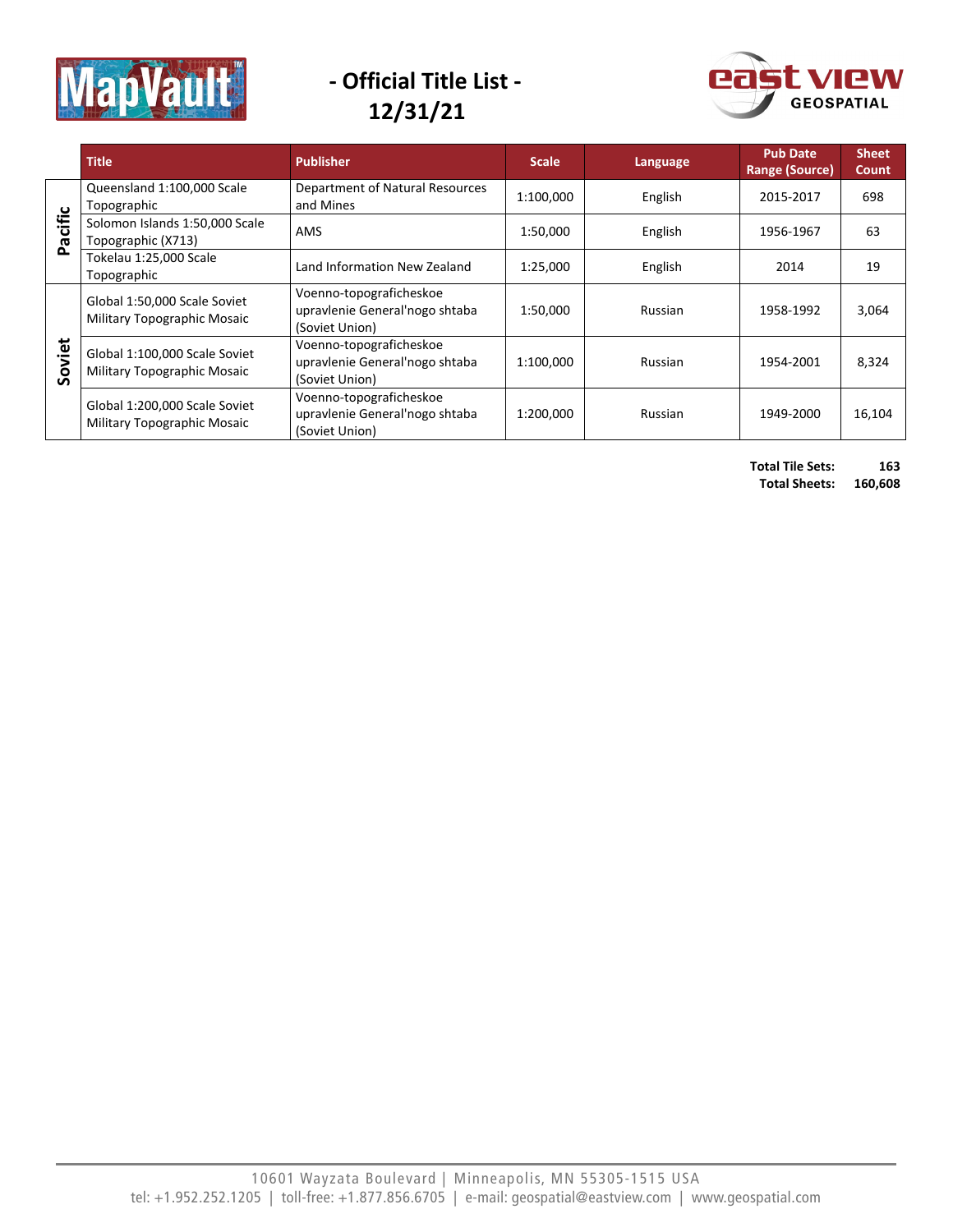# - Official Title List - 12/31/21

| | Title | Publisher | Scale | Language | Pub Date Range (Source) | Sheet Count |
|---|---|---|---|---|---|---|
| Pacific | Queensland 1:100,000 Scale Topographic | Department of Natural Resources and Mines | 1:100,000 | English | 2015-2017 | 698 |
| | Solomon Islands 1:50,000 Scale Topographic (X713) | AMS | 1:50,000 | English | 1956-1967 | 63 |
| | Tokelau 1:25,000 Scale Topographic | Land Information New Zealand | 1:25,000 | English | 2014 | 19 |
| Soviet | Global 1:50,000 Scale Soviet Military Topographic Mosaic | Voenno-topograficheskoe upravlenie General'nogo shtaba (Soviet Union) | 1:50,000 | Russian | 1958-1992 | 3,064 |
| | Global 1:100,000 Scale Soviet Military Topographic Mosaic | Voenno-topograficheskoe upravlenie General'nogo shtaba (Soviet Union) | 1:100,000 | Russian | 1954-2001 | 8,324 |
| | Global 1:200,000 Scale Soviet Military Topographic Mosaic | Voenno-topograficheskoe upravlenie General'nogo shtaba (Soviet Union) | 1:200,000 | Russian | 1949-2000 | 16,104 |

**Total Tile Sets: 163**

**Total Sheets: 160,608**

10601 Wayzata Boulevard | Minneapolis, MN 55305-1515 USA
tel: +1.952.252.1205 | toll-free: +1.877.856.6705 | e-mail: geospatial@eastview.com | www.geospatial.com